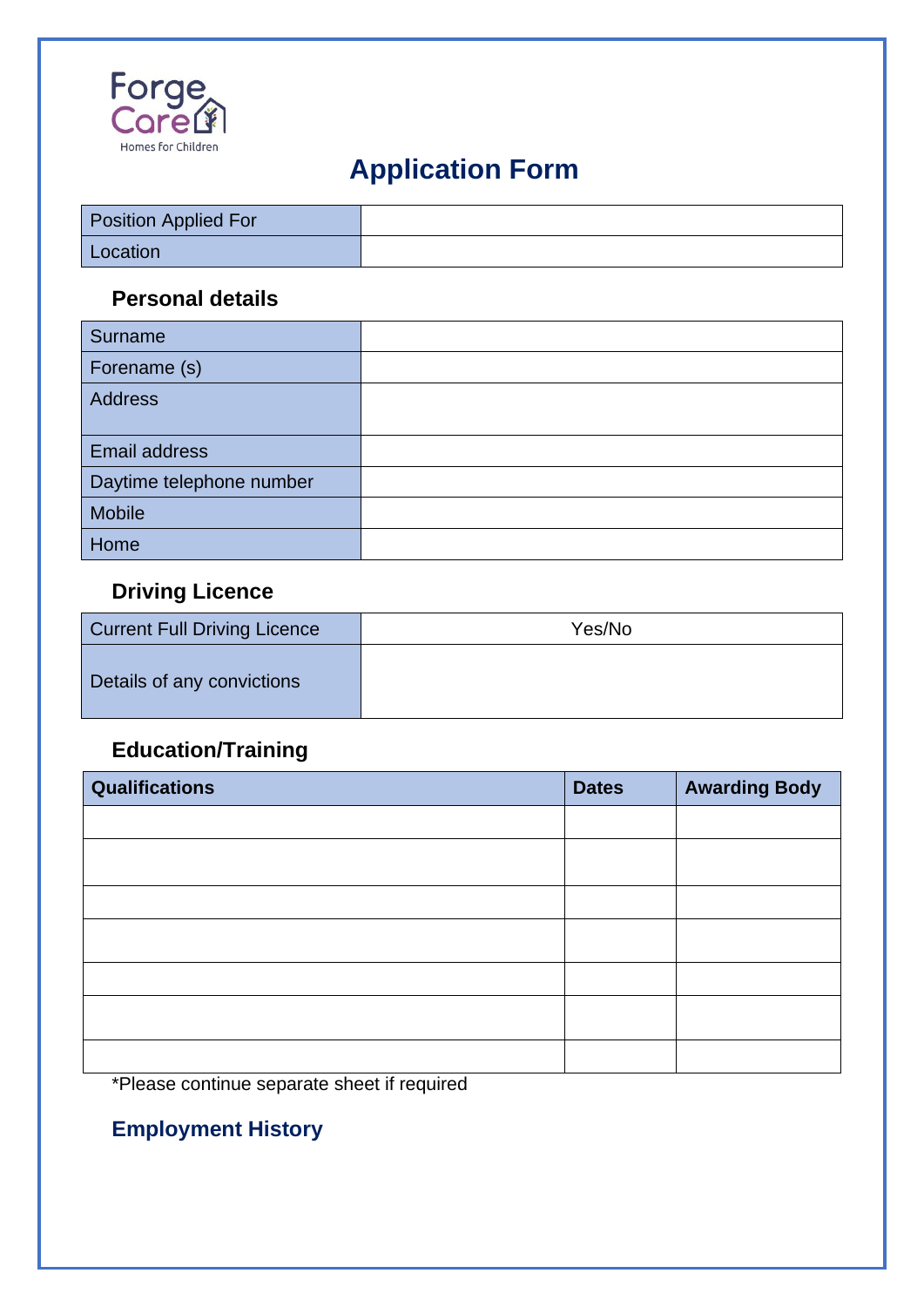Forge Care

Homes for Children

# Application Form

| Position Applied For | |
|---|---|
| Location | |

## Personal details

| Surname | |
|---|---|
| Forename (s) | |
| Address | |
| Email address | |
| Daytime telephone number | |
| Mobile | |
| Home | |

## Driving Licence

| Current Full Driving Licence | Yes/No |
|---|---|
| Details of any convictions | |

## Education/Training

| Qualifications | Dates | Awarding Body |
|---|---|---|
| | | |
| | | |
| | | |
| | | |
| | | |
| | | |
| | | |

*Please continue separate sheet if required

## Employment History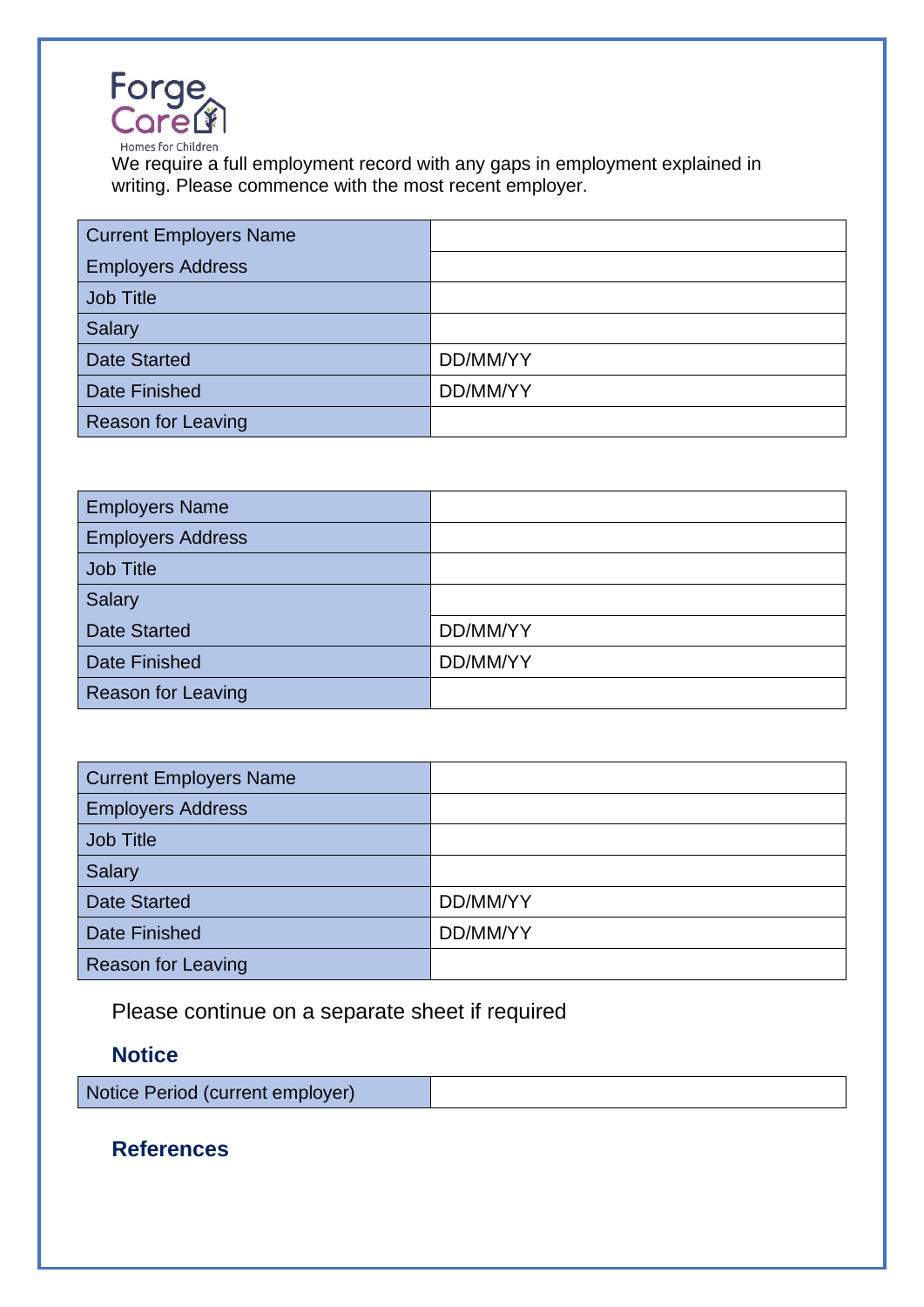We require a full employment record with any gaps in employment explained in writing. Please commence with the most recent employer.

| Current Employers Name | |
|---|---|
| Employers Address | |
| Job Title | |
| Salary | |
| Date Started | DD/MM/YY |
| Date Finished | DD/MM/YY |
| Reason for Leaving | |

| Employers Name | |
|---|---|
| Employers Address | |
| Job Title | |
| Salary | |
| Date Started | DD/MM/YY |
| Date Finished | DD/MM/YY |
| Reason for Leaving | |

| Current Employers Name | |
|---|---|
| Employers Address | |
| Job Title | |
| Salary | |
| Date Started | DD/MM/YY |
| Date Finished | DD/MM/YY |
| Reason for Leaving | |

Please continue on a separate sheet if required

## Notice

| Notice Period (current employer) | |
|---|---|

## References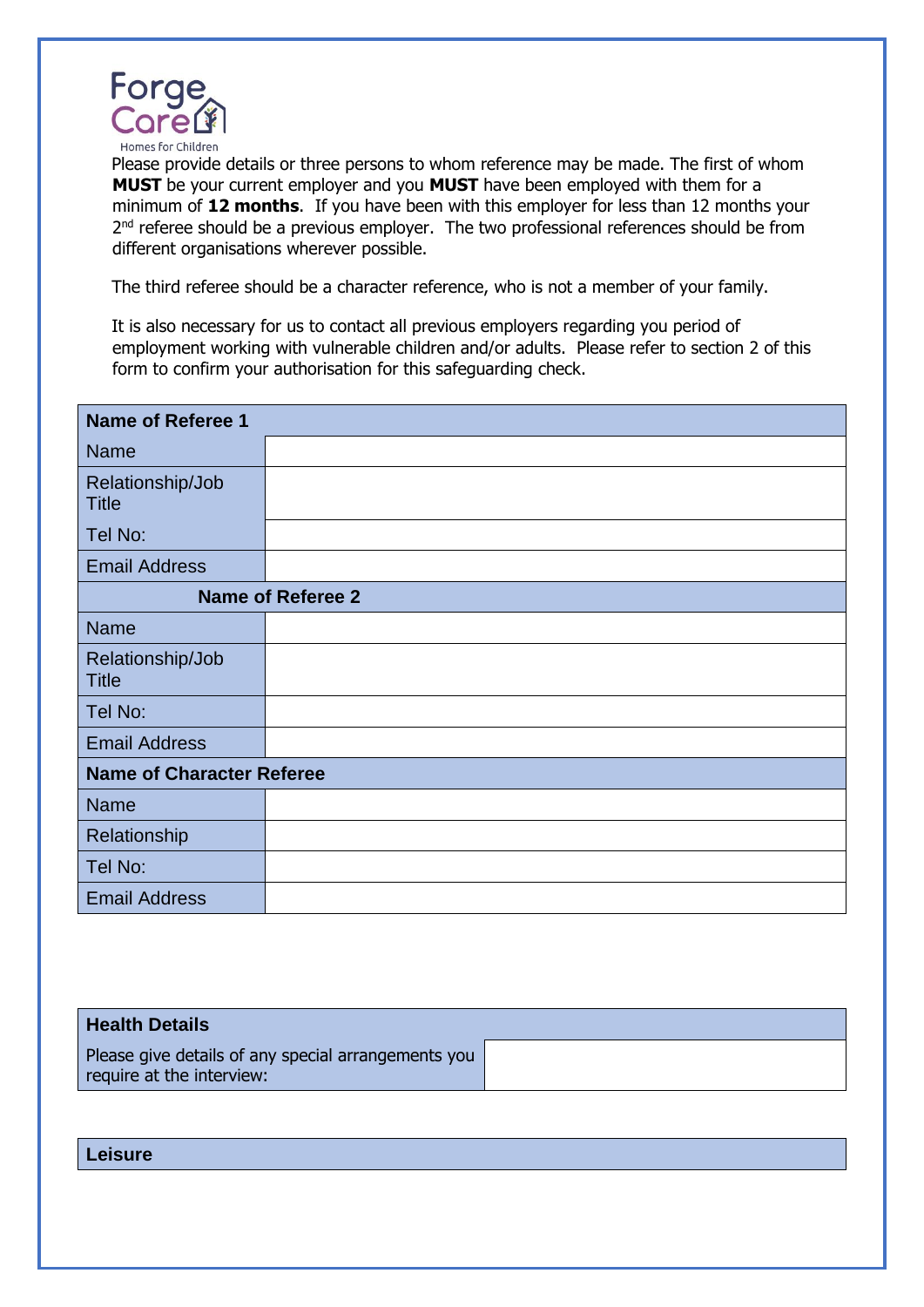Please provide details or three persons to whom reference may be made. The first of whom **MUST** be your current employer and you **MUST** have been employed with them for a minimum of **12 months**. If you have been with this employer for less than 12 months your 2nd referee should be a previous employer. The two professional references should be from different organisations wherever possible.

The third referee should be a character reference, who is not a member of your family.

It is also necessary for us to contact all previous employers regarding you period of employment working with vulnerable children and/or adults. Please refer to section 2 of this form to confirm your authorisation for this safeguarding check.

| **Name of Referee 1** | |
|---|---|
| Name | |
| Relationship/Job Title | |
| Tel No: | |
| Email Address | |
| **Name of Referee 2** | |
| Name | |
| Relationship/Job Title | |
| Tel No: | |
| Email Address | |
| **Name of Character Referee** | |
| Name | |
| Relationship | |
| Tel No: | |
| Email Address | |

| **Health Details** | |
|---|---|
| Please give details of any special arrangements you require at the interview: | |

| **Leisure** |
|---|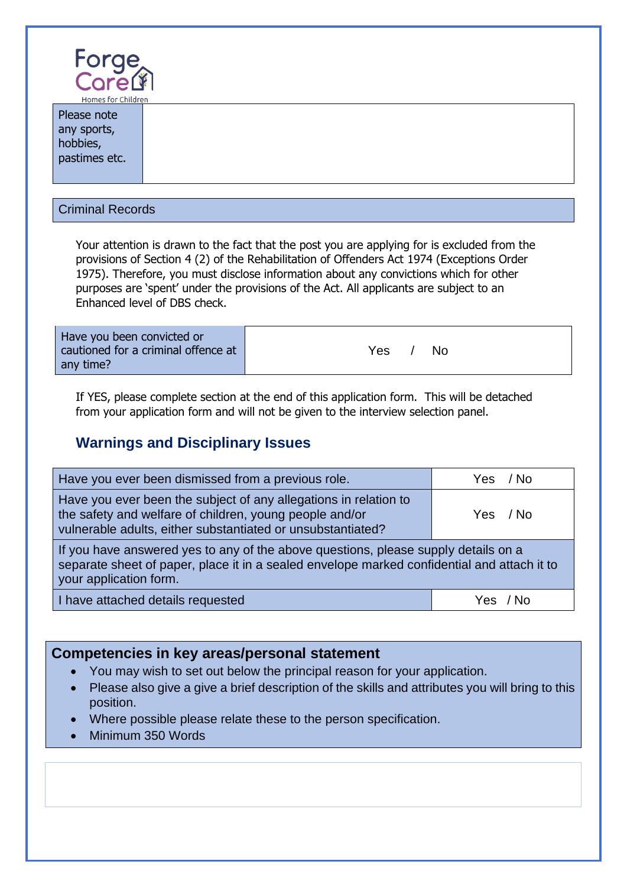| Please note any sports, hobbies, pastimes etc. | |
|---|---|

| Criminal Records |
|---|

Your attention is drawn to the fact that the post you are applying for is excluded from the provisions of Section 4 (2) of the Rehabilitation of Offenders Act 1974 (Exceptions Order 1975). Therefore, you must disclose information about any convictions which for other purposes are 'spent' under the provisions of the Act. All applicants are subject to an Enhanced level of DBS check.

| Have you been convicted or cautioned for a criminal offence at any time? | Yes / No |
|---|---|

If YES, please complete section at the end of this application form. This will be detached from your application form and will not be given to the interview selection panel.

## Warnings and Disciplinary Issues

| Have you ever been dismissed from a previous role. | Yes / No |
|---|---|
| Have you ever been the subject of any allegations in relation to the safety and welfare of children, young people and/or vulnerable adults, either substantiated or unsubstantiated? | Yes / No |
| If you have answered yes to any of the above questions, please supply details on a separate sheet of paper, place it in a sealed envelope marked confidential and attach it to your application form. | |
| I have attached details requested | Yes / No |

## Competencies in key areas/personal statement

- You may wish to set out below the principal reason for your application.
- Please also give a give a brief description of the skills and attributes you will bring to this position.
- Where possible please relate these to the person specification.
- Minimum 350 Words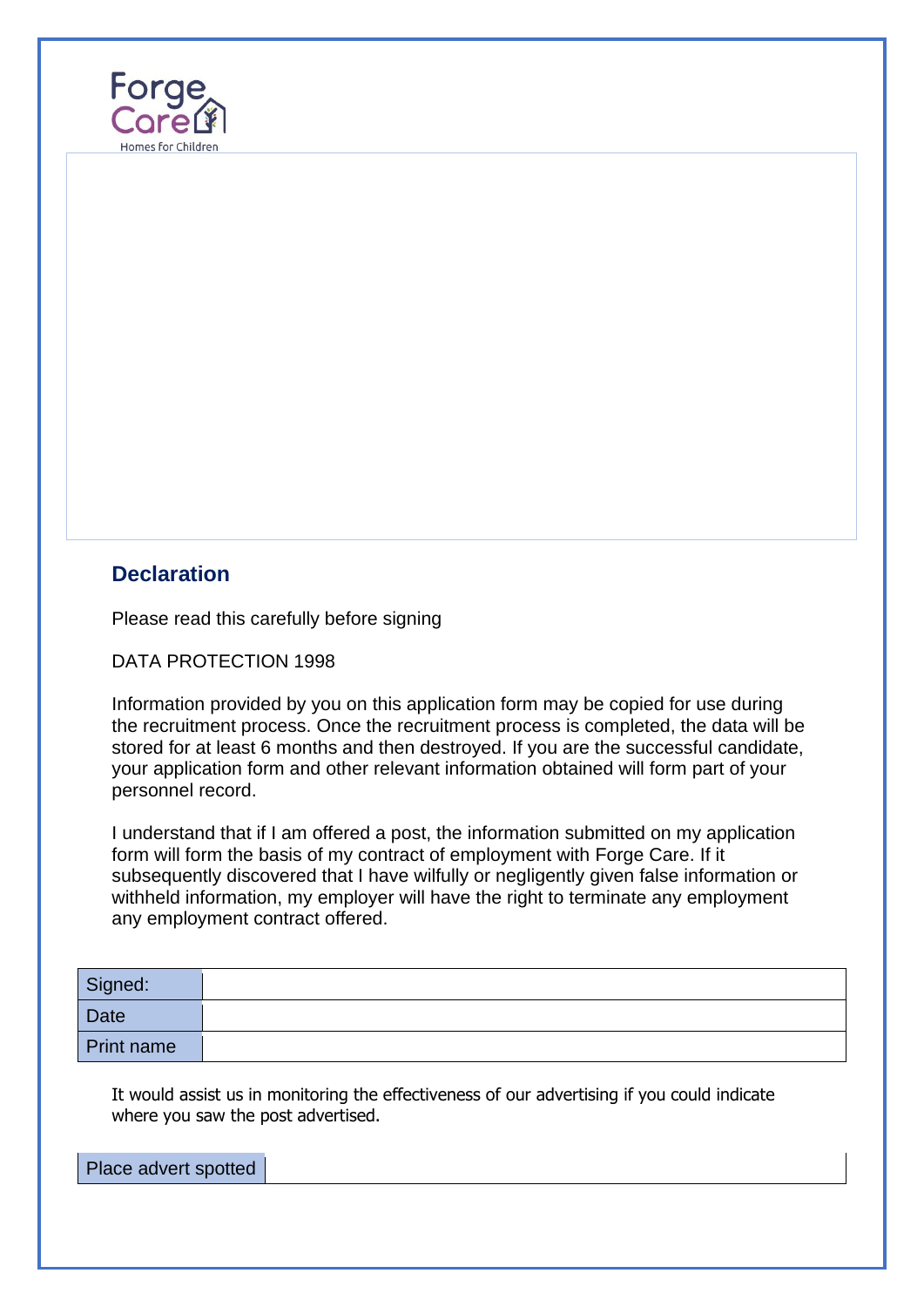Forge Care
Homes for Children

## Declaration

Please read this carefully before signing

DATA PROTECTION 1998

Information provided by you on this application form may be copied for use during the recruitment process. Once the recruitment process is completed, the data will be stored for at least 6 months and then destroyed. If you are the successful candidate, your application form and other relevant information obtained will form part of your personnel record.

I understand that if I am offered a post, the information submitted on my application form will form the basis of my contract of employment with Forge Care. If it subsequently discovered that I have wilfully or negligently given false information or withheld information, my employer will have the right to terminate any employment any employment contract offered.

| Signed: | |
|---|---|
| Date | |
| Print name | |

It would assist us in monitoring the effectiveness of our advertising if you could indicate where you saw the post advertised.

| Place advert spotted | |
|---|---|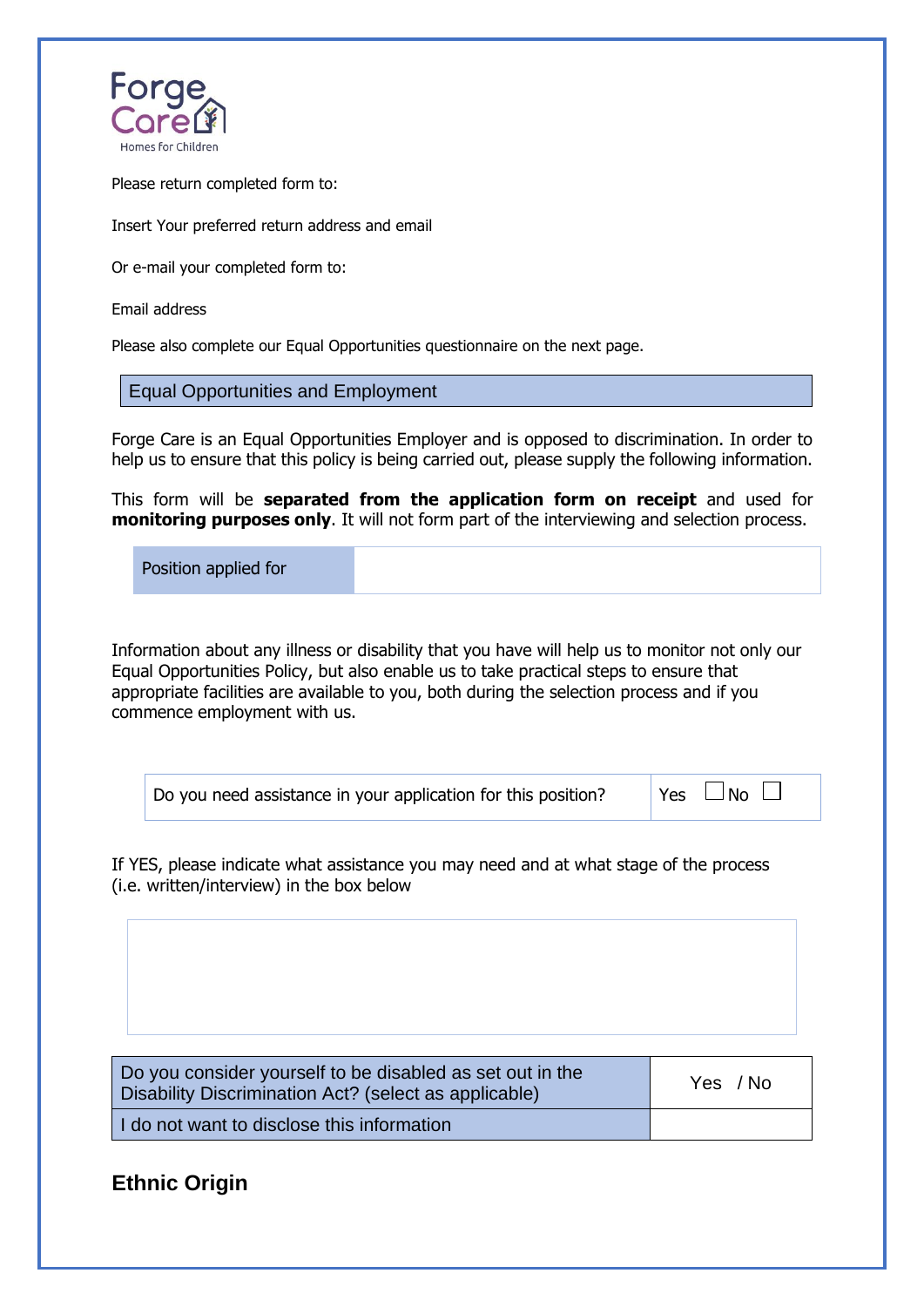Forge Care

Homes for Children

Please return completed form to:

Insert Your preferred return address and email

Or e-mail your completed form to:

Email address

Please also complete our Equal Opportunities questionnaire on the next page.

## Equal Opportunities and Employment

Forge Care is an Equal Opportunities Employer and is opposed to discrimination. In order to help us to ensure that this policy is being carried out, please supply the following information.

This form will be **separated from the application form on receipt** and used for **monitoring purposes only**. It will not form part of the interviewing and selection process.

| Position applied for | |
|---|---|

Information about any illness or disability that you have will help us to monitor not only our Equal Opportunities Policy, but also enable us to take practical steps to ensure that appropriate facilities are available to you, both during the selection process and if you commence employment with us.

| Do you need assistance in your application for this position? | Yes ☐ No ☐ |
|---|---|

If YES, please indicate what assistance you may need and at what stage of the process (i.e. written/interview) in the box below

| |
|---|
| |

| Do you consider yourself to be disabled as set out in the Disability Discrimination Act? (select as applicable) | Yes / No |
|---|---|
| I do not want to disclose this information | |

## Ethnic Origin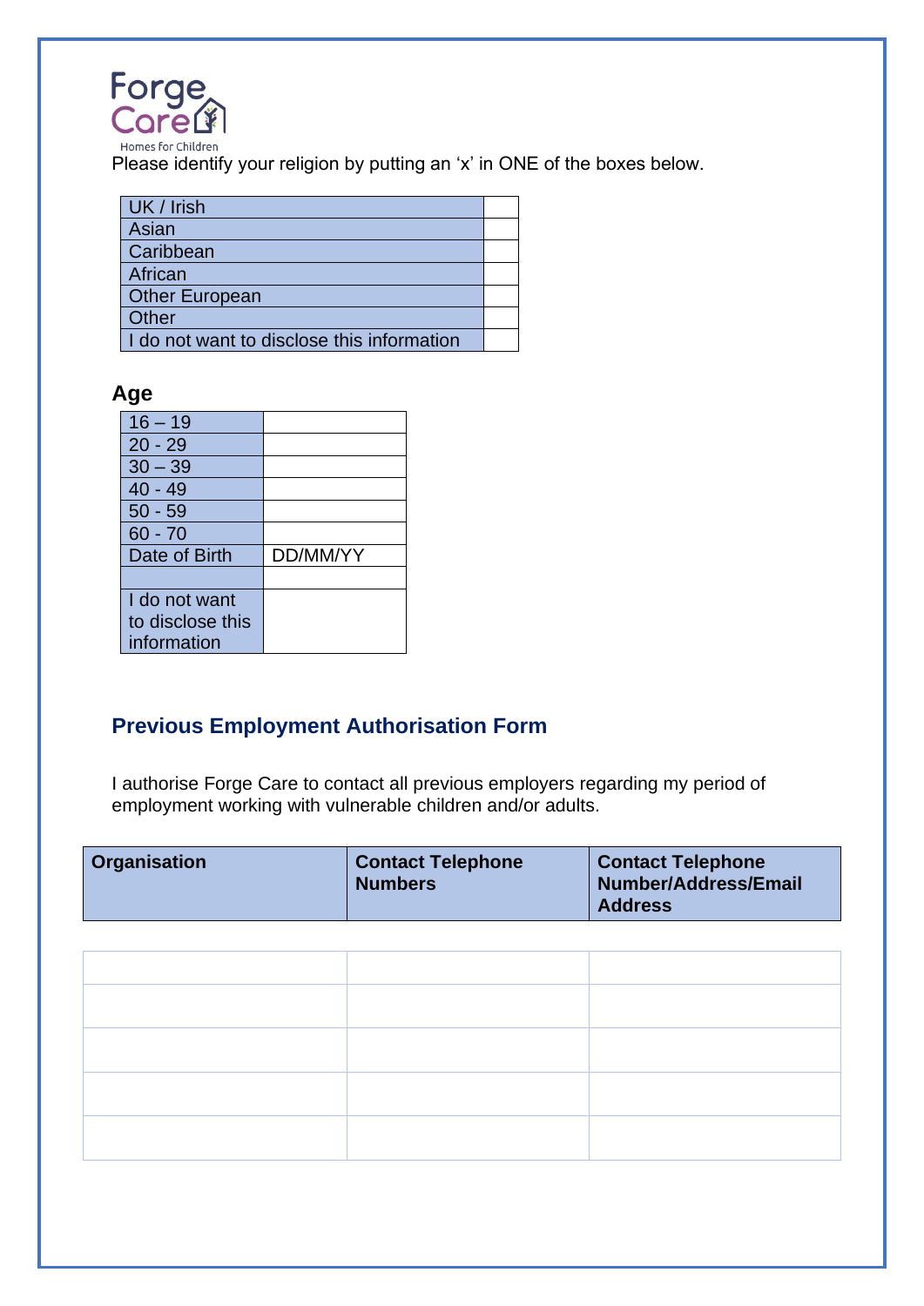Please identify your religion by putting an 'x' in ONE of the boxes below.

| | |
|---|---|
| UK / Irish | |
| Asian | |
| Caribbean | |
| African | |
| Other European | |
| Other | |
| I do not want to disclose this information | |

**Age**

| | |
|---|---|
| 16 – 19 | |
| 20 - 29 | |
| 30 – 39 | |
| 40 - 49 | |
| 50 - 59 | |
| 60 - 70 | |
| Date of Birth | DD/MM/YY |
| | |
| I do not want to disclose this information | |

## Previous Employment Authorisation Form

I authorise Forge Care to contact all previous employers regarding my period of employment working with vulnerable children and/or adults.

| Organisation | Contact Telephone Numbers | Contact Telephone Number/Address/Email Address |
|---|---|---|
| | | |
| | | |
| | | |
| | | |
| | | |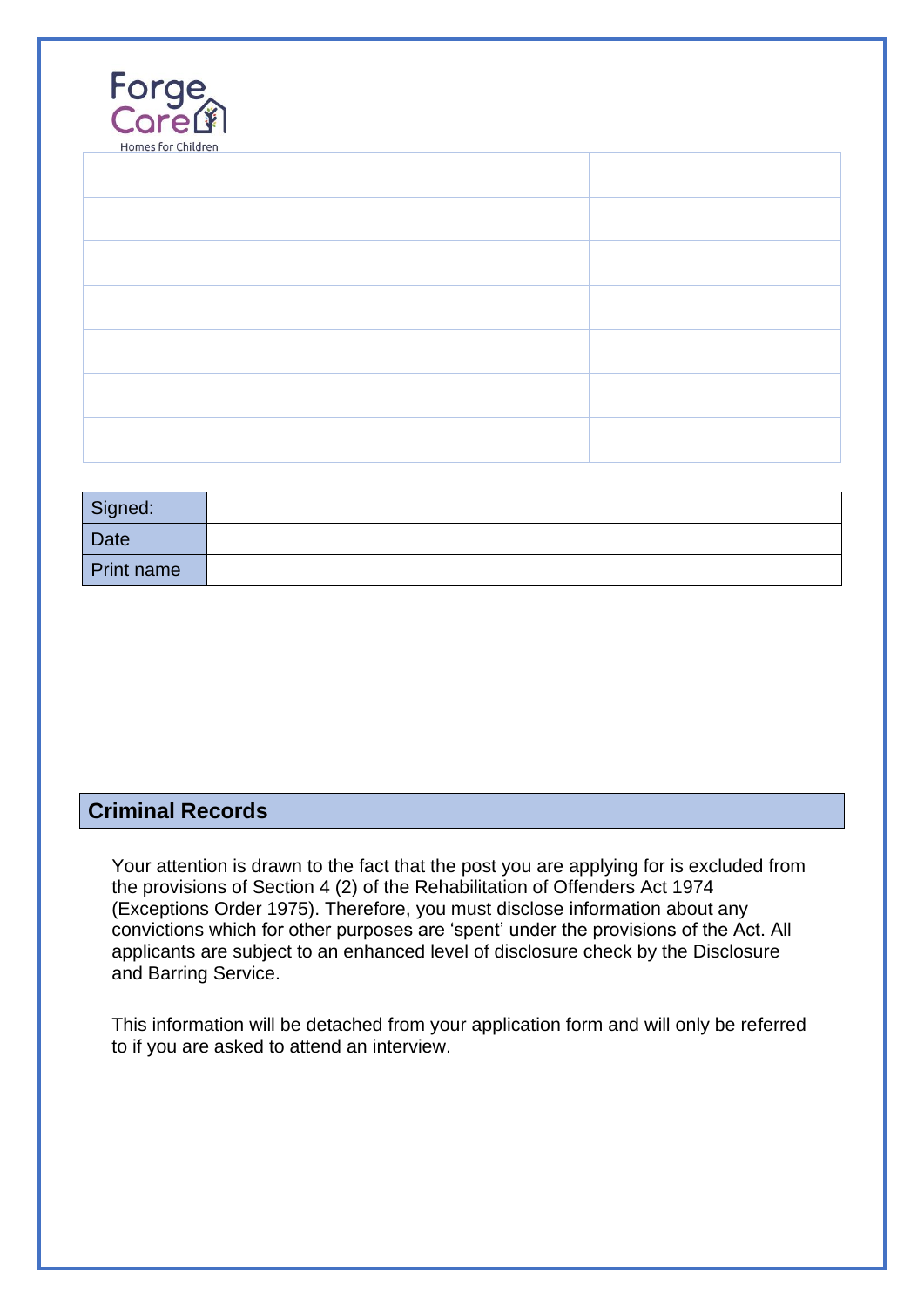| | | |
|---|---|---|
| | | |
| | | |
| | | |
| | | |
| | | |
| | | |
| | | |

| | |
|---|---|
| Signed: | |
| Date | |
| Print name | |

## Criminal Records

Your attention is drawn to the fact that the post you are applying for is excluded from the provisions of Section 4 (2) of the Rehabilitation of Offenders Act 1974 (Exceptions Order 1975). Therefore, you must disclose information about any convictions which for other purposes are 'spent' under the provisions of the Act. All applicants are subject to an enhanced level of disclosure check by the Disclosure and Barring Service.

This information will be detached from your application form and will only be referred to if you are asked to attend an interview.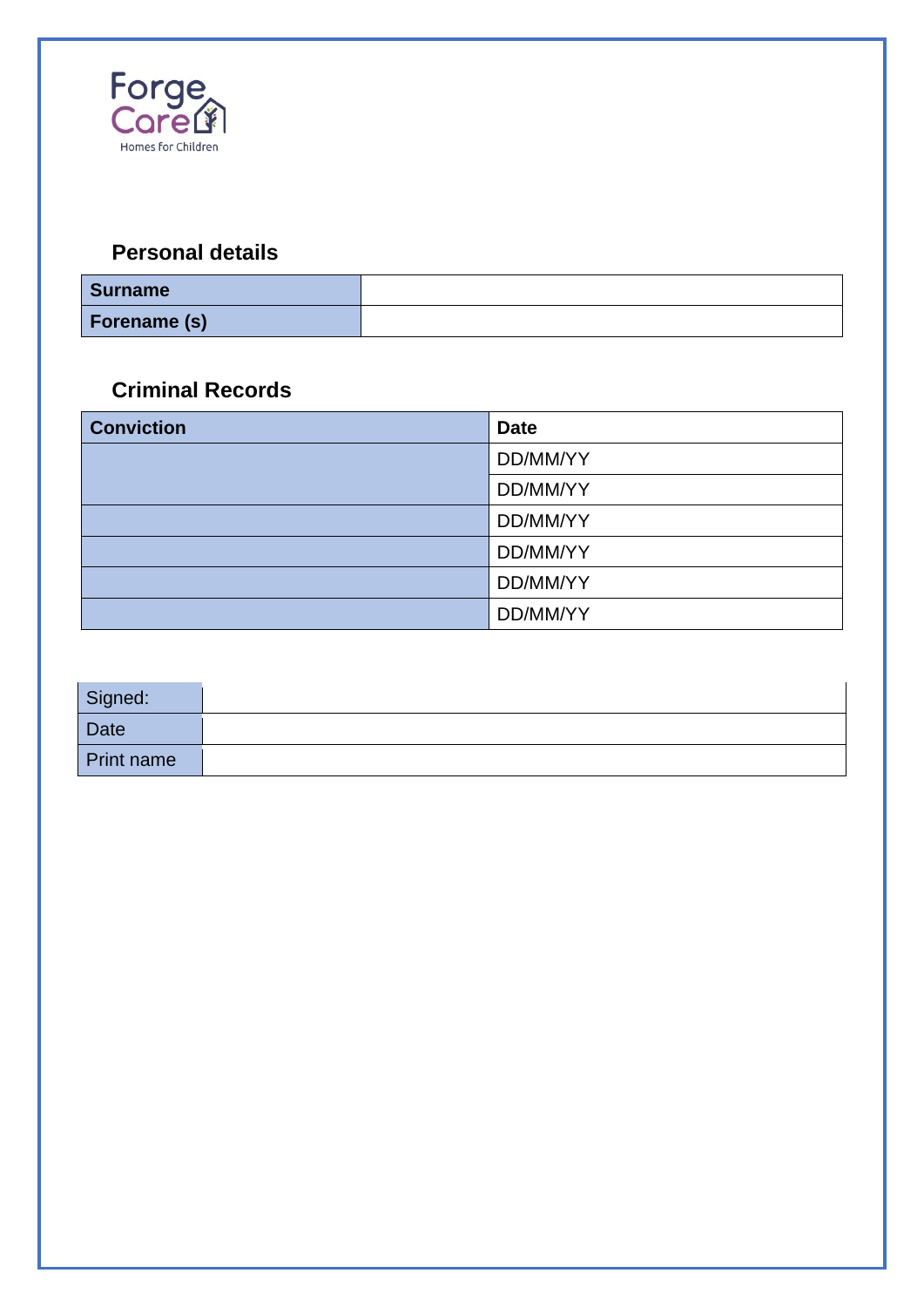Forge Care
Homes for Children

### Personal details

| | |
|---|---|
| **Surname** | |
| **Forename (s)** | |

### Criminal Records

| **Conviction** | **Date** |
|---|---|
| | DD/MM/YY |
| | DD/MM/YY |
| | DD/MM/YY |
| | DD/MM/YY |
| | DD/MM/YY |
| | DD/MM/YY |

| | |
|---|---|
| Signed: | |
| Date | |
| Print name | |